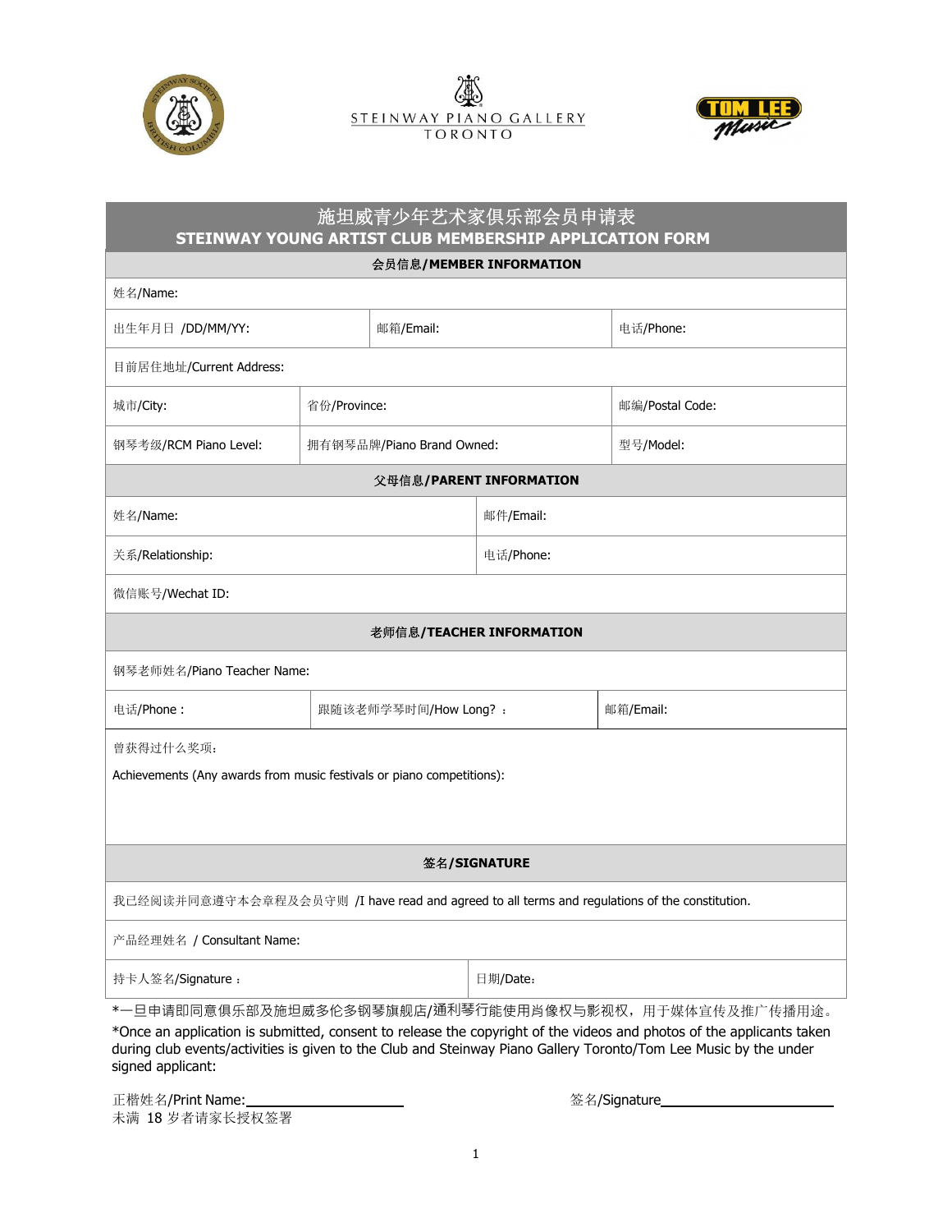STEINWAY PIANO GALLERY
TORONTO

# 施坦威青少年艺术家俱乐部会员申请表
# STEINWAY YOUNG ARTIST CLUB MEMBERSHIP APPLICATION FORM

## 会员信息/MEMBER INFORMATION

| | | |
|---|---|---|
| 姓名/Name: | | |
| 出生年月日 /DD/MM/YY: | 邮箱/Email: | 电话/Phone: |
| 目前居住地址/Current Address: | | |
| 城市/City: | 省份/Province: | 邮编/Postal Code: |
| 钢琴考级/RCM Piano Level: | 拥有钢琴品牌/Piano Brand Owned: | 型号/Model: |

## 父母信息/PARENT INFORMATION

| | |
|---|---|
| 姓名/Name: | 邮件/Email: |
| 关系/Relationship: | 电话/Phone: |
| 微信账号/Wechat ID: | |

## 老师信息/TEACHER INFORMATION

| | | |
|---|---|---|
| 钢琴老师姓名/Piano Teacher Name: | | |
| 电话/Phone： | 跟随该老师学琴时间/How Long? ： | 邮箱/Email: |

曾获得过什么奖项：

Achievements (Any awards from music festivals or piano competitions):

## 签名/SIGNATURE

我已经阅读并同意遵守本会章程及会员守则 /I have read and agreed to all terms and regulations of the constitution.

| | |
|---|---|
| 产品经理姓名 / Consultant Name: | |
| 持卡人签名/Signature： | 日期/Date: |

*一旦申请即同意俱乐部及施坦威多伦多钢琴旗舰店/通利琴行能使用肖像权与影视权，用于媒体宣传及推广传播用途。

*Once an application is submitted, consent to release the copyright of the videos and photos of the applicants taken during club events/activities is given to the Club and Steinway Piano Gallery Toronto/Tom Lee Music by the under signed applicant:

正楷姓名/Print Name:____________________ 签名/Signature____________________

未满 18 岁者请家长授权签署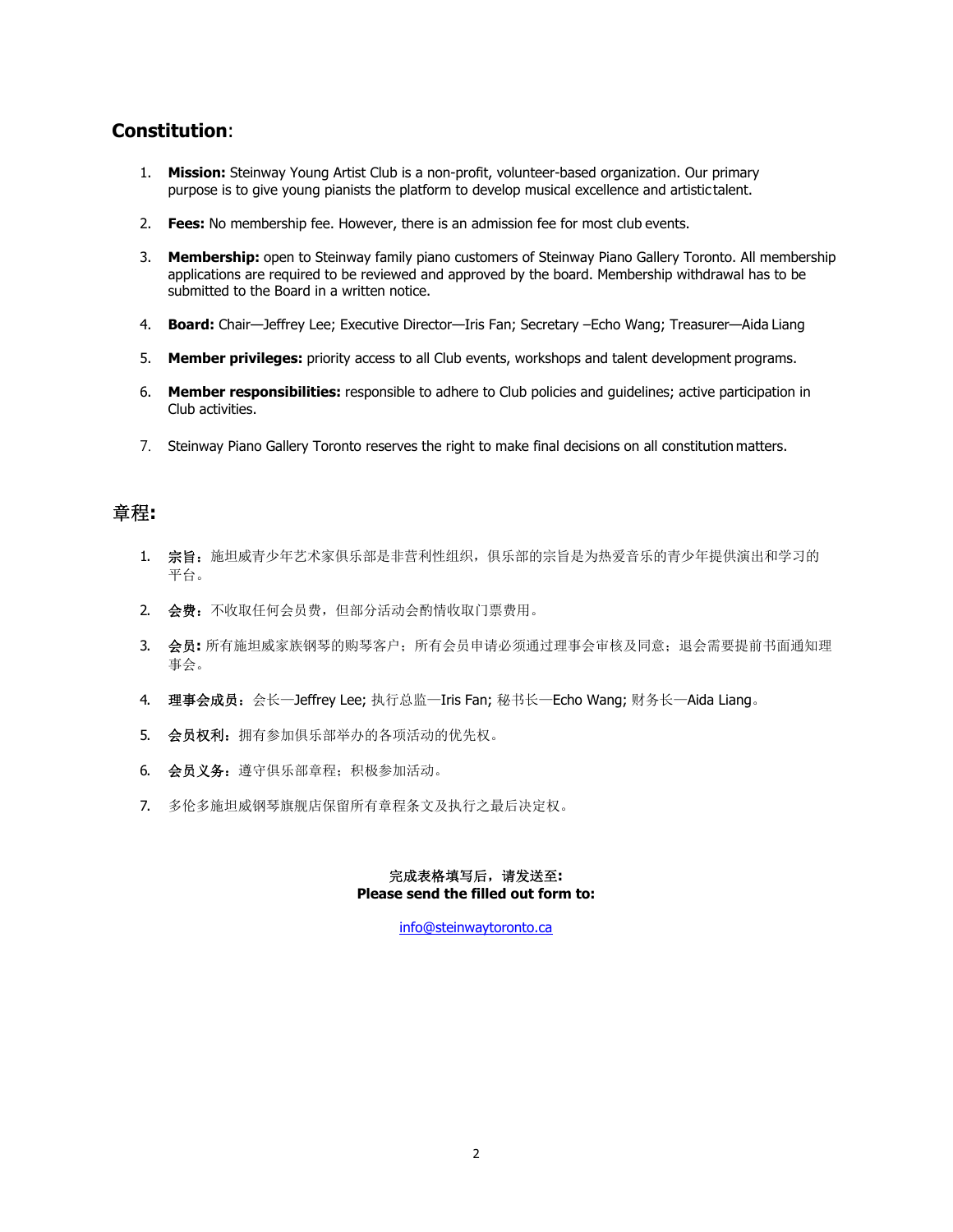## **Constitution**:

1. **Mission:** Steinway Young Artist Club is a non-profit, volunteer-based organization. Our primary purpose is to give young pianists the platform to develop musical excellence and artistic talent.

2. **Fees:** No membership fee. However, there is an admission fee for most club events.

3. **Membership:** open to Steinway family piano customers of Steinway Piano Gallery Toronto. All membership applications are required to be reviewed and approved by the board. Membership withdrawal has to be submitted to the Board in a written notice.

4. **Board:** Chair—Jeffrey Lee; Executive Director—Iris Fan; Secretary –Echo Wang; Treasurer—Aida Liang

5. **Member privileges:** priority access to all Club events, workshops and talent development programs.

6. **Member responsibilities:** responsible to adhere to Club policies and guidelines; active participation in Club activities.

7. Steinway Piano Gallery Toronto reserves the right to make final decisions on all constitution matters.

## 章程**:**

1. **宗旨**：施坦威青少年艺术家俱乐部是非营利性组织，俱乐部的宗旨是为热爱音乐的青少年提供演出和学习的平台。

2. **会费**：不收取任何会员费，但部分活动会酌情收取门票费用。

3. **会员:** 所有施坦威家族钢琴的购琴客户；所有会员申请必须通过理事会审核及同意；退会需要提前书面通知理事会。

4. **理事会成员**：会长—Jeffrey Lee; 执行总监—Iris Fan; 秘书长—Echo Wang; 财务长—Aida Liang。

5. **会员权利**：拥有参加俱乐部举办的各项活动的优先权。

6. **会员义务**：遵守俱乐部章程；积极参加活动。

7. 多伦多施坦威钢琴旗舰店保留所有章程条文及执行之最后决定权。

**完成表格填写后，请发送至:**
**Please send the filled out form to:**

info@steinwaytoronto.ca